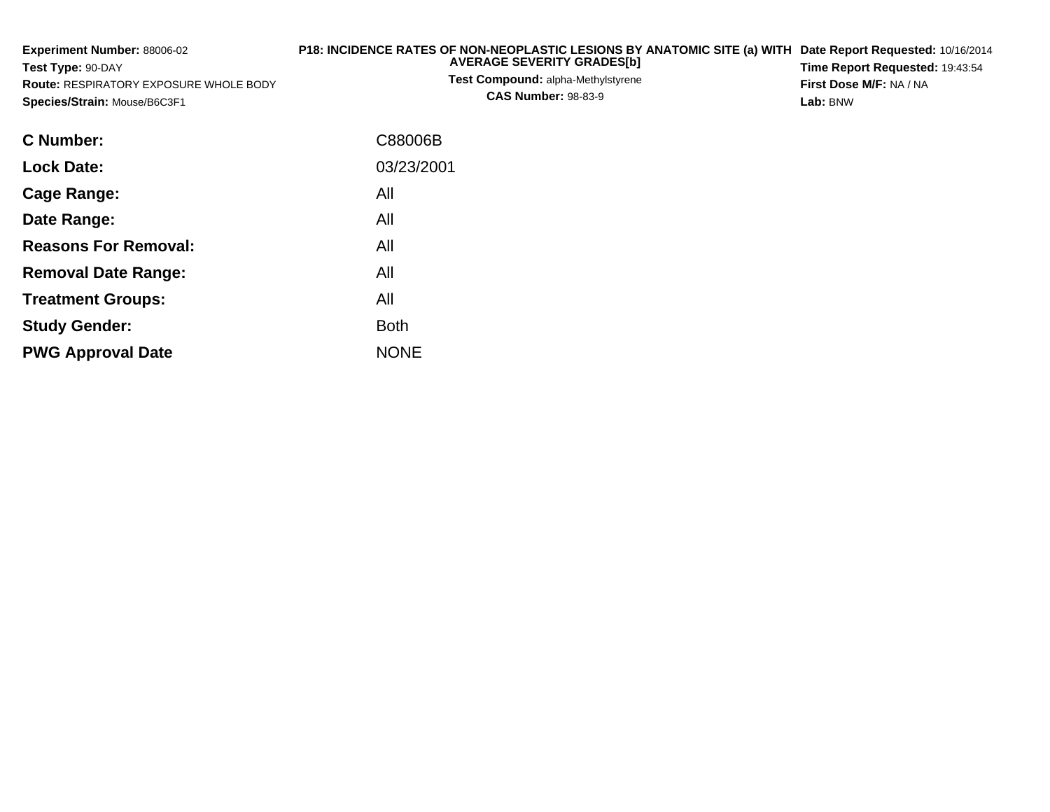**Experiment Number:** 88006-02
**Test Type:** 90-DAY
**Route:** RESPIRATORY EXPOSURE WHOLE BODY
**Species/Strain:** Mouse/B6C3F1

**P18: INCIDENCE RATES OF NON-NEOPLASTIC LESIONS BY ANATOMIC SITE (a) WITH AVERAGE SEVERITY GRADES[b]**
**Test Compound:** alpha-Methylstyrene
**CAS Number:** 98-83-9

**Date Report Requested:** 10/16/2014
**Time Report Requested:** 19:43:54
**First Dose M/F:** NA / NA
**Lab:** BNW

| | |
|---|---|
| **C Number:** | C88006B |
| **Lock Date:** | 03/23/2001 |
| **Cage Range:** | All |
| **Date Range:** | All |
| **Reasons For Removal:** | All |
| **Removal Date Range:** | All |
| **Treatment Groups:** | All |
| **Study Gender:** | Both |
| **PWG Approval Date** | NONE |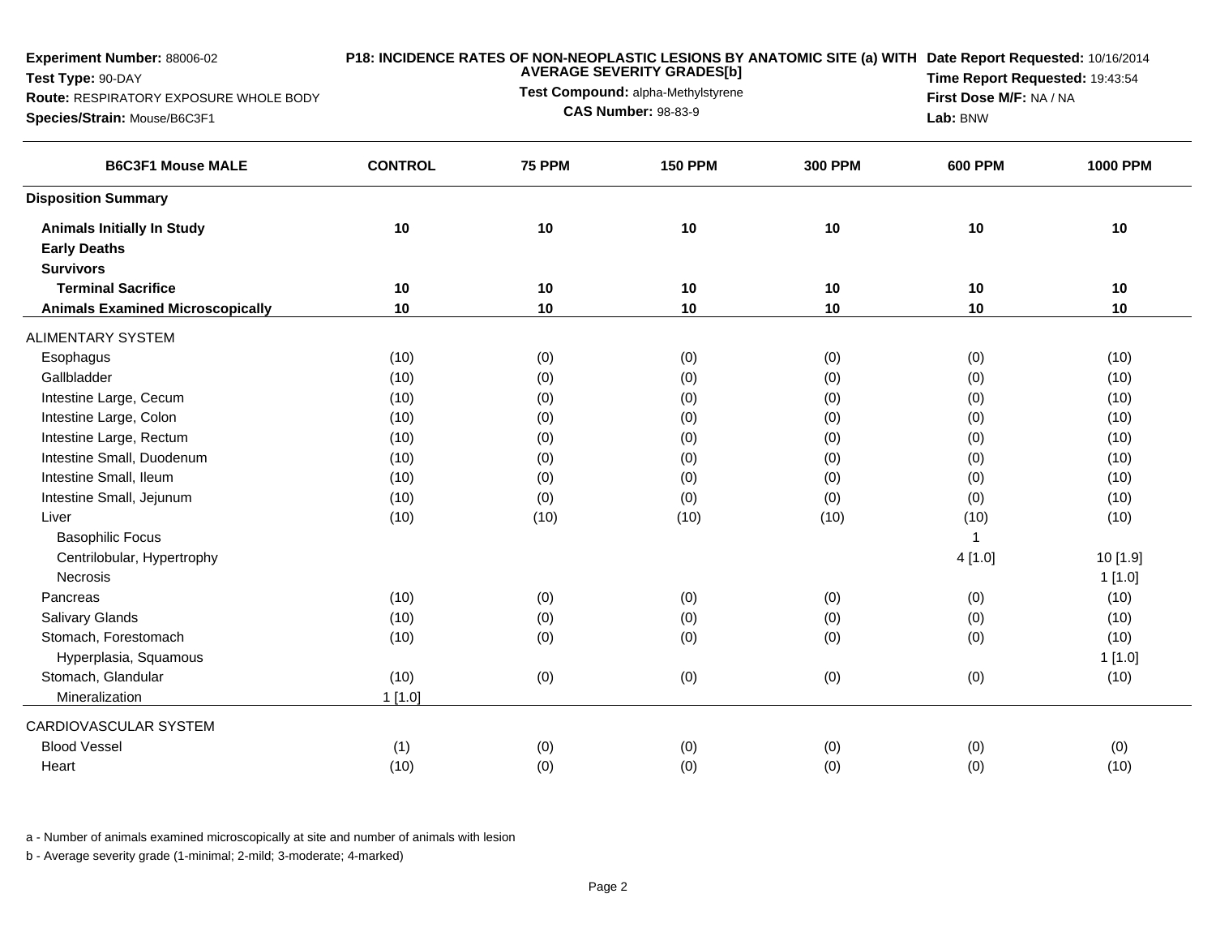**Experiment Number:** 88006-02
**Test Type:** 90-DAY
**Route:** RESPIRATORY EXPOSURE WHOLE BODY
**Species/Strain:** Mouse/B6C3F1

**P18: INCIDENCE RATES OF NON-NEOPLASTIC LESIONS BY ANATOMIC SITE (a) WITH AVERAGE SEVERITY GRADES[b]**
**Test Compound:** alpha-Methylstyrene
**CAS Number:** 98-83-9

**Date Report Requested:** 10/16/2014
**Time Report Requested:** 19:43:54
**First Dose M/F:** NA / NA
**Lab:** BNW

| B6C3F1 Mouse MALE | CONTROL | 75 PPM | 150 PPM | 300 PPM | 600 PPM | 1000 PPM |
|---|---|---|---|---|---|---|
| **Disposition Summary** | | | | | | |
| **Animals Initially In Study** | 10 | 10 | 10 | 10 | 10 | 10 |
| **Early Deaths** | | | | | | |
| **Survivors** | | | | | | |
| **Terminal Sacrifice** | 10 | 10 | 10 | 10 | 10 | 10 |
| **Animals Examined Microscopically** | 10 | 10 | 10 | 10 | 10 | 10 |
| ALIMENTARY SYSTEM | | | | | | |
| Esophagus | (10) | (0) | (0) | (0) | (0) | (10) |
| Gallbladder | (10) | (0) | (0) | (0) | (0) | (10) |
| Intestine Large, Cecum | (10) | (0) | (0) | (0) | (0) | (10) |
| Intestine Large, Colon | (10) | (0) | (0) | (0) | (0) | (10) |
| Intestine Large, Rectum | (10) | (0) | (0) | (0) | (0) | (10) |
| Intestine Small, Duodenum | (10) | (0) | (0) | (0) | (0) | (10) |
| Intestine Small, Ileum | (10) | (0) | (0) | (0) | (0) | (10) |
| Intestine Small, Jejunum | (10) | (0) | (0) | (0) | (0) | (10) |
| Liver | (10) | (10) | (10) | (10) | (10) | (10) |
| Basophilic Focus | | | | | 1 | |
| Centrilobular, Hypertrophy | | | | | 4 [1.0] | 10 [1.9] |
| Necrosis | | | | | | 1 [1.0] |
| Pancreas | (10) | (0) | (0) | (0) | (0) | (10) |
| Salivary Glands | (10) | (0) | (0) | (0) | (0) | (10) |
| Stomach, Forestomach | (10) | (0) | (0) | (0) | (0) | (10) |
| Hyperplasia, Squamous | | | | | | 1 [1.0] |
| Stomach, Glandular | (10) | (0) | (0) | (0) | (0) | (10) |
| Mineralization | 1 [1.0] | | | | | |
| CARDIOVASCULAR SYSTEM | | | | | | |
| Blood Vessel | (1) | (0) | (0) | (0) | (0) | (0) |
| Heart | (10) | (0) | (0) | (0) | (0) | (10) |

a - Number of animals examined microscopically at site and number of animals with lesion

b - Average severity grade (1-minimal; 2-mild; 3-moderate; 4-marked)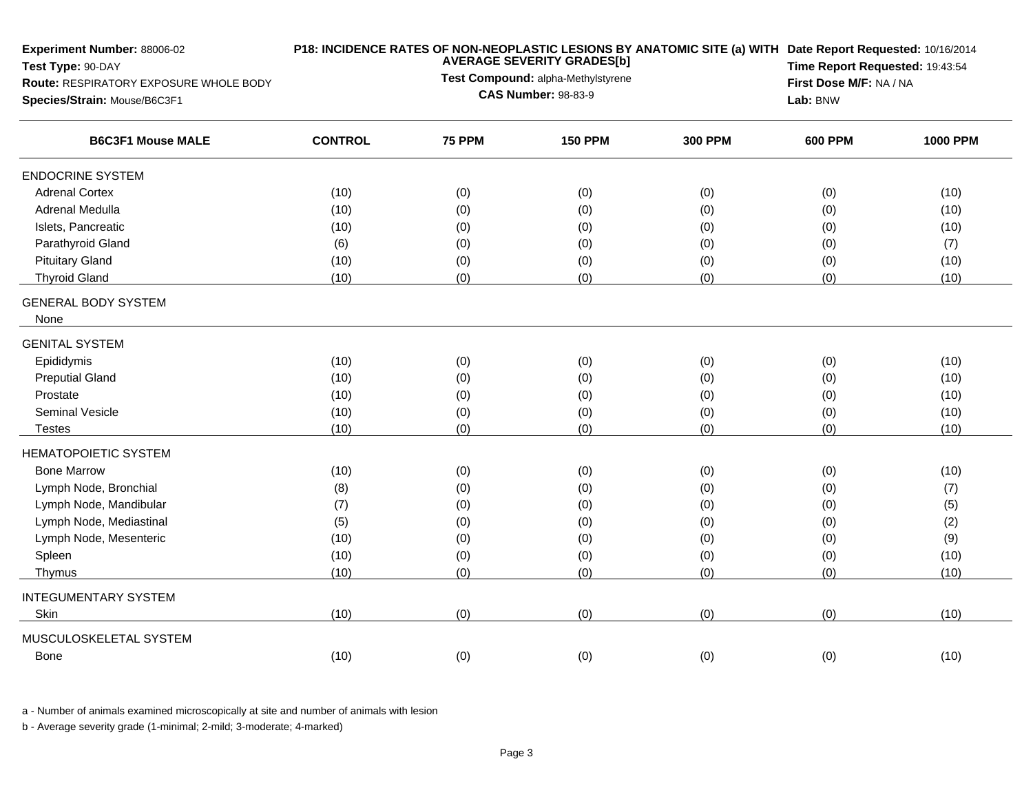**Experiment Number:** 88006-02
**Test Type:** 90-DAY
**Route:** RESPIRATORY EXPOSURE WHOLE BODY
**Species/Strain:** Mouse/B6C3F1

**P18: INCIDENCE RATES OF NON-NEOPLASTIC LESIONS BY ANATOMIC SITE (a) WITH AVERAGE SEVERITY GRADES[b]**
**Test Compound:** alpha-Methylstyrene
**CAS Number:** 98-83-9

**Date Report Requested:** 10/16/2014
**Time Report Requested:** 19:43:54
**First Dose M/F:** NA / NA
**Lab:** BNW

| B6C3F1 Mouse MALE | CONTROL | 75 PPM | 150 PPM | 300 PPM | 600 PPM | 1000 PPM |
|---|---|---|---|---|---|---|
| ENDOCRINE SYSTEM | | | | | | |
| Adrenal Cortex | (10) | (0) | (0) | (0) | (0) | (10) |
| Adrenal Medulla | (10) | (0) | (0) | (0) | (0) | (10) |
| Islets, Pancreatic | (10) | (0) | (0) | (0) | (0) | (10) |
| Parathyroid Gland | (6) | (0) | (0) | (0) | (0) | (7) |
| Pituitary Gland | (10) | (0) | (0) | (0) | (0) | (10) |
| Thyroid Gland | (10) | (0) | (0) | (0) | (0) | (10) |
| GENERAL BODY SYSTEM | | | | | | |
| None | | | | | | |
| GENITAL SYSTEM | | | | | | |
| Epididymis | (10) | (0) | (0) | (0) | (0) | (10) |
| Preputial Gland | (10) | (0) | (0) | (0) | (0) | (10) |
| Prostate | (10) | (0) | (0) | (0) | (0) | (10) |
| Seminal Vesicle | (10) | (0) | (0) | (0) | (0) | (10) |
| Testes | (10) | (0) | (0) | (0) | (0) | (10) |
| HEMATOPOIETIC SYSTEM | | | | | | |
| Bone Marrow | (10) | (0) | (0) | (0) | (0) | (10) |
| Lymph Node, Bronchial | (8) | (0) | (0) | (0) | (0) | (7) |
| Lymph Node, Mandibular | (7) | (0) | (0) | (0) | (0) | (5) |
| Lymph Node, Mediastinal | (5) | (0) | (0) | (0) | (0) | (2) |
| Lymph Node, Mesenteric | (10) | (0) | (0) | (0) | (0) | (9) |
| Spleen | (10) | (0) | (0) | (0) | (0) | (10) |
| Thymus | (10) | (0) | (0) | (0) | (0) | (10) |
| INTEGUMENTARY SYSTEM | | | | | | |
| Skin | (10) | (0) | (0) | (0) | (0) | (10) |
| MUSCULOSKELETAL SYSTEM | | | | | | |
| Bone | (10) | (0) | (0) | (0) | (0) | (10) |

a - Number of animals examined microscopically at site and number of animals with lesion

b - Average severity grade (1-minimal; 2-mild; 3-moderate; 4-marked)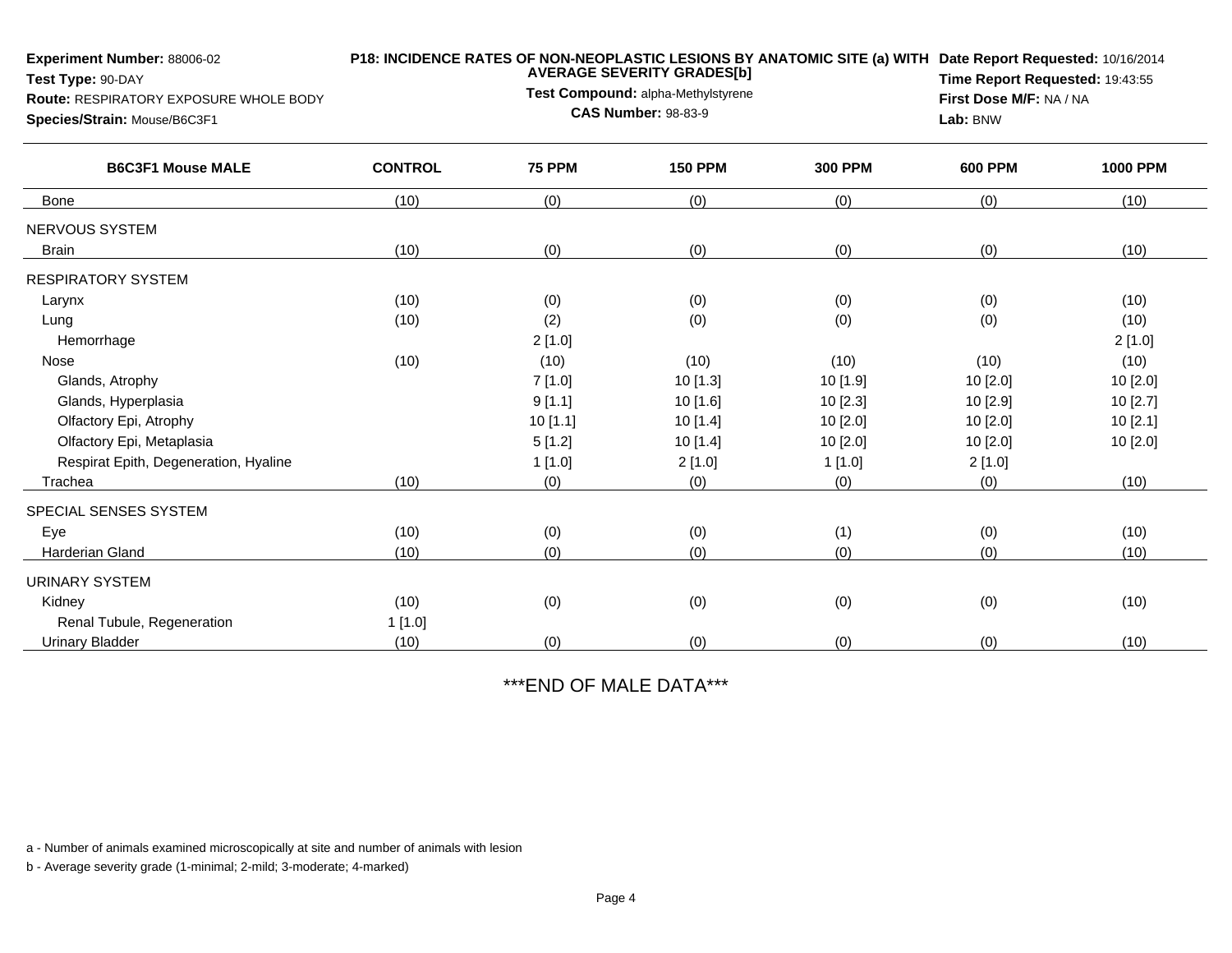**Experiment Number:** 88006-02
**Test Type:** 90-DAY
**Route:** RESPIRATORY EXPOSURE WHOLE BODY
**Species/Strain:** Mouse/B6C3F1

**P18: INCIDENCE RATES OF NON-NEOPLASTIC LESIONS BY ANATOMIC SITE (a) WITH AVERAGE SEVERITY GRADES[b]**
**Test Compound:** alpha-Methylstyrene
**CAS Number:** 98-83-9

**Date Report Requested:** 10/16/2014
**Time Report Requested:** 19:43:55
**First Dose M/F:** NA / NA
**Lab:** BNW

| B6C3F1 Mouse MALE | CONTROL | 75 PPM | 150 PPM | 300 PPM | 600 PPM | 1000 PPM |
|---|---|---|---|---|---|---|
| Bone | (10) | (0) | (0) | (0) | (0) | (10) |
| NERVOUS SYSTEM | | | | | | |
| Brain | (10) | (0) | (0) | (0) | (0) | (10) |
| RESPIRATORY SYSTEM | | | | | | |
| Larynx | (10) | (0) | (0) | (0) | (0) | (10) |
| Lung | (10) | (2) | (0) | (0) | (0) | (10) |
| Hemorrhage | | 2 [1.0] | | | | 2 [1.0] |
| Nose | (10) | (10) | (10) | (10) | (10) | (10) |
| Glands, Atrophy | | 7 [1.0] | 10 [1.3] | 10 [1.9] | 10 [2.0] | 10 [2.0] |
| Glands, Hyperplasia | | 9 [1.1] | 10 [1.6] | 10 [2.3] | 10 [2.9] | 10 [2.7] |
| Olfactory Epi, Atrophy | | 10 [1.1] | 10 [1.4] | 10 [2.0] | 10 [2.0] | 10 [2.1] |
| Olfactory Epi, Metaplasia | | 5 [1.2] | 10 [1.4] | 10 [2.0] | 10 [2.0] | 10 [2.0] |
| Respirat Epith, Degeneration, Hyaline | | 1 [1.0] | 2 [1.0] | 1 [1.0] | 2 [1.0] | |
| Trachea | (10) | (0) | (0) | (0) | (0) | (10) |
| SPECIAL SENSES SYSTEM | | | | | | |
| Eye | (10) | (0) | (0) | (1) | (0) | (10) |
| Harderian Gland | (10) | (0) | (0) | (0) | (0) | (10) |
| URINARY SYSTEM | | | | | | |
| Kidney | (10) | (0) | (0) | (0) | (0) | (10) |
| Renal Tubule, Regeneration | 1 [1.0] | | | | | |
| Urinary Bladder | (10) | (0) | (0) | (0) | (0) | (10) |

***END OF MALE DATA***

a - Number of animals examined microscopically at site and number of animals with lesion

b - Average severity grade (1-minimal; 2-mild; 3-moderate; 4-marked)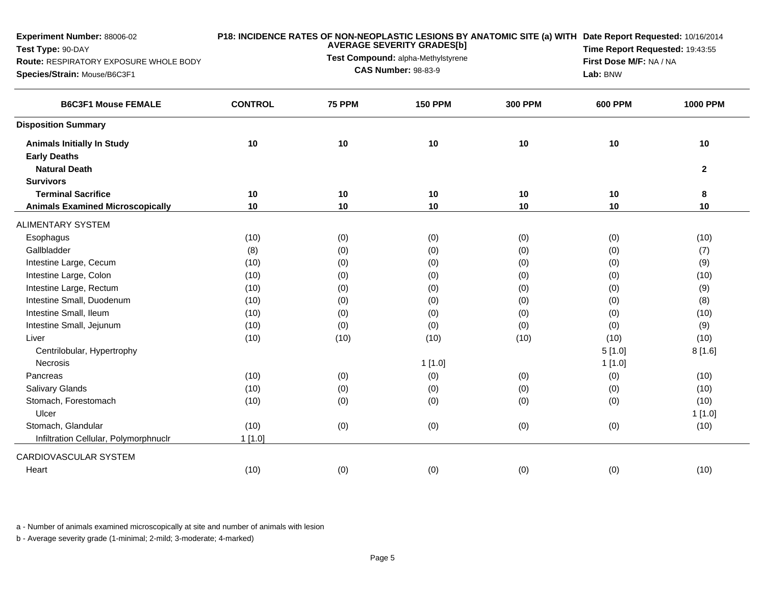**Experiment Number:** 88006-02
**Test Type:** 90-DAY
**Route:** RESPIRATORY EXPOSURE WHOLE BODY
**Species/Strain:** Mouse/B6C3F1

**P18: INCIDENCE RATES OF NON-NEOPLASTIC LESIONS BY ANATOMIC SITE (a) WITH AVERAGE SEVERITY GRADES[b]**
**Test Compound:** alpha-Methylstyrene
**CAS Number:** 98-83-9

**Date Report Requested:** 10/16/2014
**Time Report Requested:** 19:43:55
**First Dose M/F:** NA / NA
**Lab:** BNW

| B6C3F1 Mouse FEMALE | CONTROL | 75 PPM | 150 PPM | 300 PPM | 600 PPM | 1000 PPM |
|---|---|---|---|---|---|---|
| **Disposition Summary** | | | | | | |
| **Animals Initially In Study** | **10** | **10** | **10** | **10** | **10** | **10** |
| **Early Deaths** | | | | | | |
| **Natural Death** | | | | | | **2** |
| **Survivors** | | | | | | |
| **Terminal Sacrifice** | **10** | **10** | **10** | **10** | **10** | **8** |
| **Animals Examined Microscopically** | **10** | **10** | **10** | **10** | **10** | **10** |
| ALIMENTARY SYSTEM | | | | | | |
| Esophagus | (10) | (0) | (0) | (0) | (0) | (10) |
| Gallbladder | (8) | (0) | (0) | (0) | (0) | (7) |
| Intestine Large, Cecum | (10) | (0) | (0) | (0) | (0) | (9) |
| Intestine Large, Colon | (10) | (0) | (0) | (0) | (0) | (10) |
| Intestine Large, Rectum | (10) | (0) | (0) | (0) | (0) | (9) |
| Intestine Small, Duodenum | (10) | (0) | (0) | (0) | (0) | (8) |
| Intestine Small, Ileum | (10) | (0) | (0) | (0) | (0) | (10) |
| Intestine Small, Jejunum | (10) | (0) | (0) | (0) | (0) | (9) |
| Liver | (10) | (10) | (10) | (10) | (10) | (10) |
| Centrilobular, Hypertrophy | | | | | 5 [1.0] | 8 [1.6] |
| Necrosis | | | 1 [1.0] | | 1 [1.0] | |
| Pancreas | (10) | (0) | (0) | (0) | (0) | (10) |
| Salivary Glands | (10) | (0) | (0) | (0) | (0) | (10) |
| Stomach, Forestomach | (10) | (0) | (0) | (0) | (0) | (10) |
| Ulcer | | | | | | 1 [1.0] |
| Stomach, Glandular | (10) | (0) | (0) | (0) | (0) | (10) |
| Infiltration Cellular, Polymorphnuclr | 1 [1.0] | | | | | |
| CARDIOVASCULAR SYSTEM | | | | | | |
| Heart | (10) | (0) | (0) | (0) | (0) | (10) |

a - Number of animals examined microscopically at site and number of animals with lesion

b - Average severity grade (1-minimal; 2-mild; 3-moderate; 4-marked)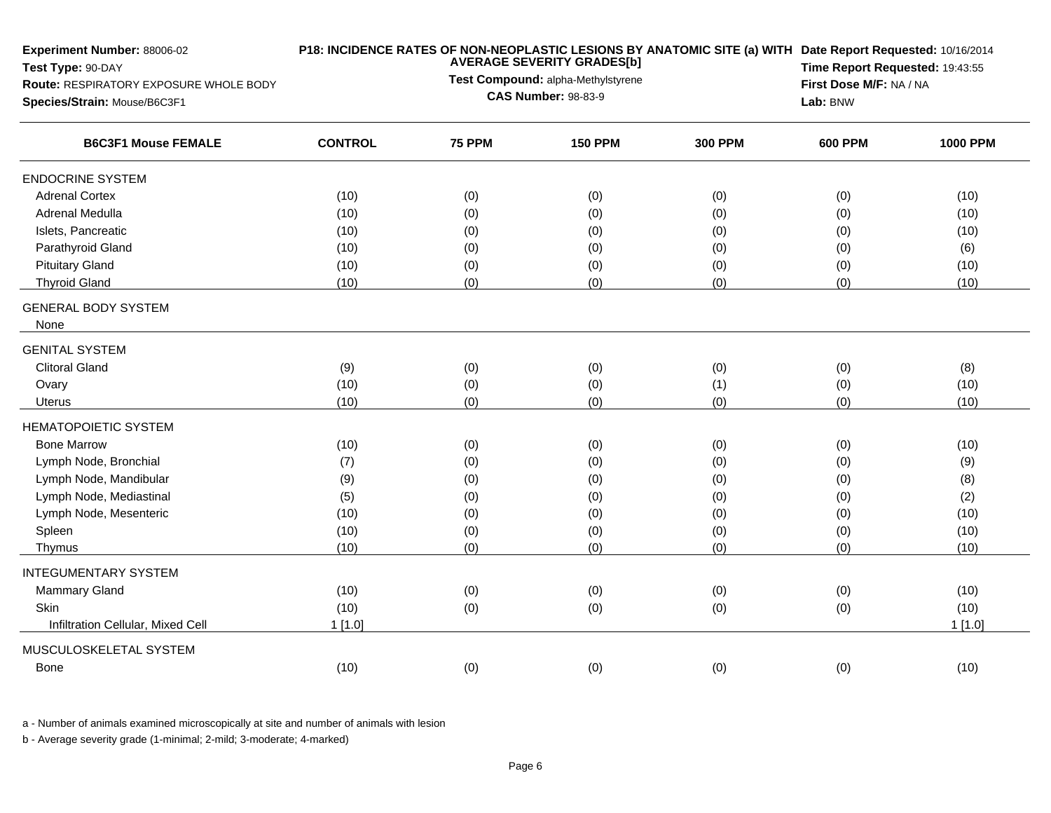**Experiment Number:** 88006-02
**Test Type:** 90-DAY
**Route:** RESPIRATORY EXPOSURE WHOLE BODY
**Species/Strain:** Mouse/B6C3F1

**P18: INCIDENCE RATES OF NON-NEOPLASTIC LESIONS BY ANATOMIC SITE (a) WITH AVERAGE SEVERITY GRADES[b]**
**Test Compound:** alpha-Methylstyrene
**CAS Number:** 98-83-9

**Date Report Requested:** 10/16/2014
**Time Report Requested:** 19:43:55
**First Dose M/F:** NA / NA
**Lab:** BNW

| B6C3F1 Mouse FEMALE | CONTROL | 75 PPM | 150 PPM | 300 PPM | 600 PPM | 1000 PPM |
|---|---|---|---|---|---|---|
| ENDOCRINE SYSTEM | | | | | | |
| Adrenal Cortex | (10) | (0) | (0) | (0) | (0) | (10) |
| Adrenal Medulla | (10) | (0) | (0) | (0) | (0) | (10) |
| Islets, Pancreatic | (10) | (0) | (0) | (0) | (0) | (10) |
| Parathyroid Gland | (10) | (0) | (0) | (0) | (0) | (6) |
| Pituitary Gland | (10) | (0) | (0) | (0) | (0) | (10) |
| Thyroid Gland | (10) | (0) | (0) | (0) | (0) | (10) |
| GENERAL BODY SYSTEM | | | | | | |
| None | | | | | | |
| GENITAL SYSTEM | | | | | | |
| Clitoral Gland | (9) | (0) | (0) | (0) | (0) | (8) |
| Ovary | (10) | (0) | (0) | (1) | (0) | (10) |
| Uterus | (10) | (0) | (0) | (0) | (0) | (10) |
| HEMATOPOIETIC SYSTEM | | | | | | |
| Bone Marrow | (10) | (0) | (0) | (0) | (0) | (10) |
| Lymph Node, Bronchial | (7) | (0) | (0) | (0) | (0) | (9) |
| Lymph Node, Mandibular | (9) | (0) | (0) | (0) | (0) | (8) |
| Lymph Node, Mediastinal | (5) | (0) | (0) | (0) | (0) | (2) |
| Lymph Node, Mesenteric | (10) | (0) | (0) | (0) | (0) | (10) |
| Spleen | (10) | (0) | (0) | (0) | (0) | (10) |
| Thymus | (10) | (0) | (0) | (0) | (0) | (10) |
| INTEGUMENTARY SYSTEM | | | | | | |
| Mammary Gland | (10) | (0) | (0) | (0) | (0) | (10) |
| Skin | (10) | (0) | (0) | (0) | (0) | (10) |
| Infiltration Cellular, Mixed Cell | 1 [1.0] | | | | | 1 [1.0] |
| MUSCULOSKELETAL SYSTEM | | | | | | |
| Bone | (10) | (0) | (0) | (0) | (0) | (10) |

a - Number of animals examined microscopically at site and number of animals with lesion

b - Average severity grade (1-minimal; 2-mild; 3-moderate; 4-marked)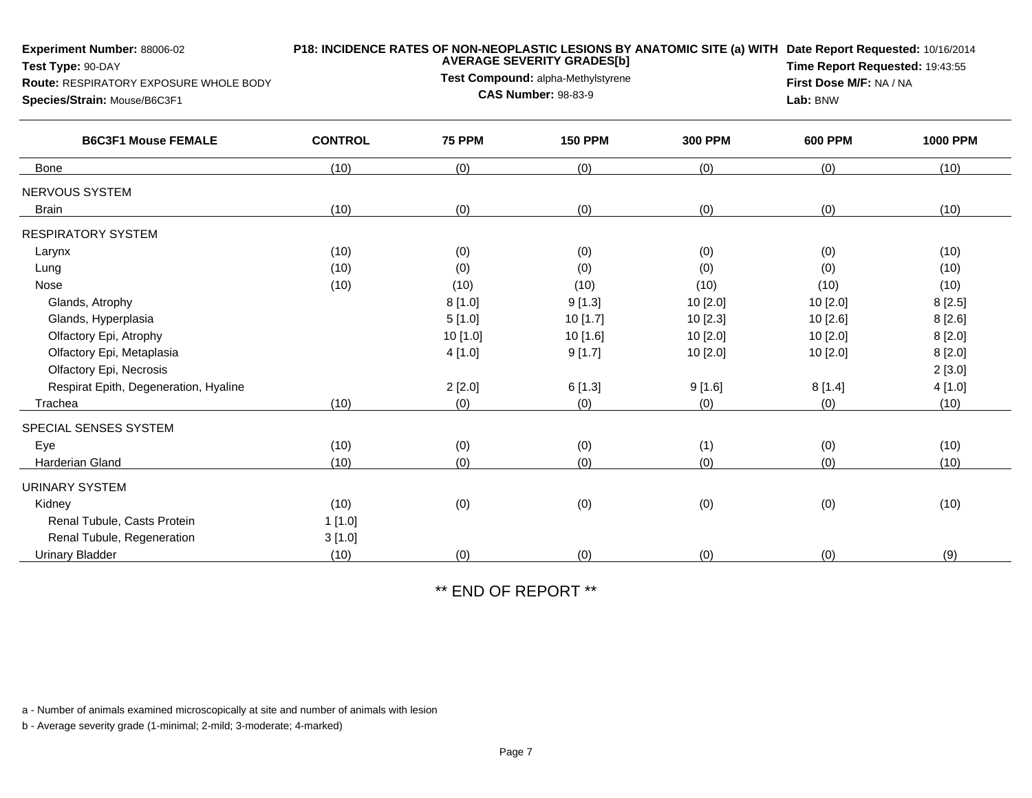**Experiment Number:** 88006-02
**Test Type:** 90-DAY
**Route:** RESPIRATORY EXPOSURE WHOLE BODY
**Species/Strain:** Mouse/B6C3F1

**P18: INCIDENCE RATES OF NON-NEOPLASTIC LESIONS BY ANATOMIC SITE (a) WITH AVERAGE SEVERITY GRADES[b]**
**Test Compound:** alpha-Methylstyrene
**CAS Number:** 98-83-9

**Date Report Requested:** 10/16/2014
**Time Report Requested:** 19:43:55
**First Dose M/F:** NA / NA
**Lab:** BNW

| B6C3F1 Mouse FEMALE | CONTROL | 75 PPM | 150 PPM | 300 PPM | 600 PPM | 1000 PPM |
|---|---|---|---|---|---|---|
| Bone | (10) | (0) | (0) | (0) | (0) | (10) |
| NERVOUS SYSTEM | | | | | | |
| Brain | (10) | (0) | (0) | (0) | (0) | (10) |
| RESPIRATORY SYSTEM | | | | | | |
| Larynx | (10) | (0) | (0) | (0) | (0) | (10) |
| Lung | (10) | (0) | (0) | (0) | (0) | (10) |
| Nose | (10) | (10) | (10) | (10) | (10) | (10) |
| Glands, Atrophy | | 8 [1.0] | 9 [1.3] | 10 [2.0] | 10 [2.0] | 8 [2.5] |
| Glands, Hyperplasia | | 5 [1.0] | 10 [1.7] | 10 [2.3] | 10 [2.6] | 8 [2.6] |
| Olfactory Epi, Atrophy | | 10 [1.0] | 10 [1.6] | 10 [2.0] | 10 [2.0] | 8 [2.0] |
| Olfactory Epi, Metaplasia | | 4 [1.0] | 9 [1.7] | 10 [2.0] | 10 [2.0] | 8 [2.0] |
| Olfactory Epi, Necrosis | | | | | | 2 [3.0] |
| Respirat Epith, Degeneration, Hyaline | | 2 [2.0] | 6 [1.3] | 9 [1.6] | 8 [1.4] | 4 [1.0] |
| Trachea | (10) | (0) | (0) | (0) | (0) | (10) |
| SPECIAL SENSES SYSTEM | | | | | | |
| Eye | (10) | (0) | (0) | (1) | (0) | (10) |
| Harderian Gland | (10) | (0) | (0) | (0) | (0) | (10) |
| URINARY SYSTEM | | | | | | |
| Kidney | (10) | (0) | (0) | (0) | (0) | (10) |
| Renal Tubule, Casts Protein | 1 [1.0] | | | | | |
| Renal Tubule, Regeneration | 3 [1.0] | | | | | |
| Urinary Bladder | (10) | (0) | (0) | (0) | (0) | (9) |

** END OF REPORT **

a - Number of animals examined microscopically at site and number of animals with lesion

b - Average severity grade (1-minimal; 2-mild; 3-moderate; 4-marked)